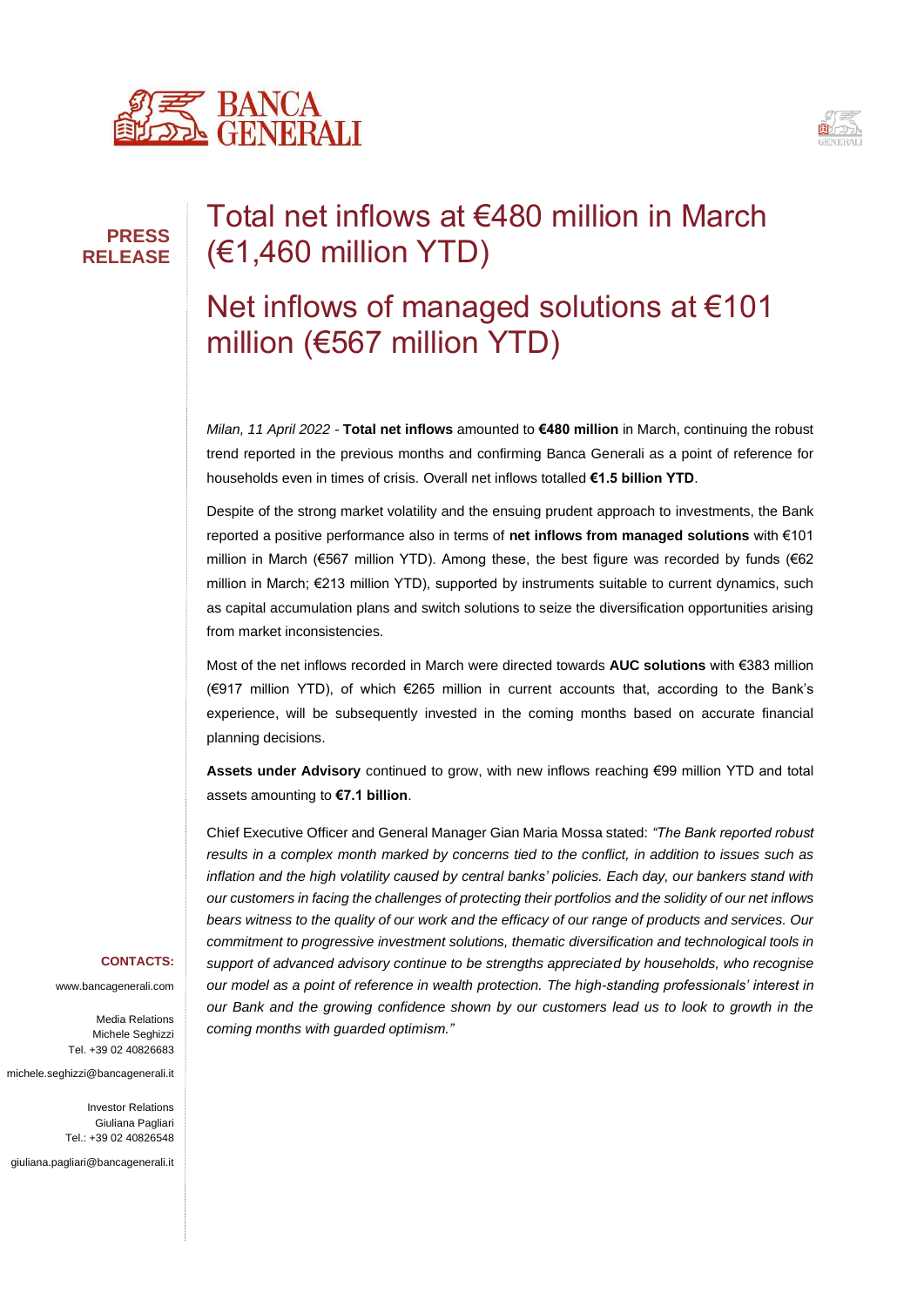**PRESS RELEASE**

# Total net inflows at €480 million in March (€1,460 million YTD)

# Net inflows of managed solutions at €101 million (€567 million YTD)

*Milan, 11 April 2022* - **Total net inflows** amounted to **€480 million** in March, continuing the robust trend reported in the previous months and confirming Banca Generali as a point of reference for households even in times of crisis. Overall net inflows totalled **€1.5 billion YTD**.

Despite of the strong market volatility and the ensuing prudent approach to investments, the Bank reported a positive performance also in terms of **net inflows from managed solutions** with €101 million in March (€567 million YTD). Among these, the best figure was recorded by funds (€62 million in March; €213 million YTD), supported by instruments suitable to current dynamics, such as capital accumulation plans and switch solutions to seize the diversification opportunities arising from market inconsistencies.

Most of the net inflows recorded in March were directed towards **AUC solutions** with €383 million (€917 million YTD), of which €265 million in current accounts that, according to the Bank's experience, will be subsequently invested in the coming months based on accurate financial planning decisions.

**Assets under Advisory** continued to grow, with new inflows reaching €99 million YTD and total assets amounting to **€7.1 billion**.

Chief Executive Officer and General Manager Gian Maria Mossa stated: *"The Bank reported robust results in a complex month marked by concerns tied to the conflict, in addition to issues such as inflation and the high volatility caused by central banks' policies. Each day, our bankers stand with our customers in facing the challenges of protecting their portfolios and the solidity of our net inflows bears witness to the quality of our work and the efficacy of our range of products and services. Our commitment to progressive investment solutions, thematic diversification and technological tools in support of advanced advisory continue to be strengths appreciated by households, who recognise our model as a point of reference in wealth protection. The high-standing professionals' interest in our Bank and the growing confidence shown by our customers lead us to look to growth in the coming months with guarded optimism."*

**CONTACTS:**

www.bancagenerali.com

Media Relations
Michele Seghizzi
Tel. +39 02 40826683
michele.seghizzi@bancagenerali.it

Investor Relations
Giuliana Pagliari
Tel.: +39 02 40826548
giuliana.pagliari@bancagenerali.it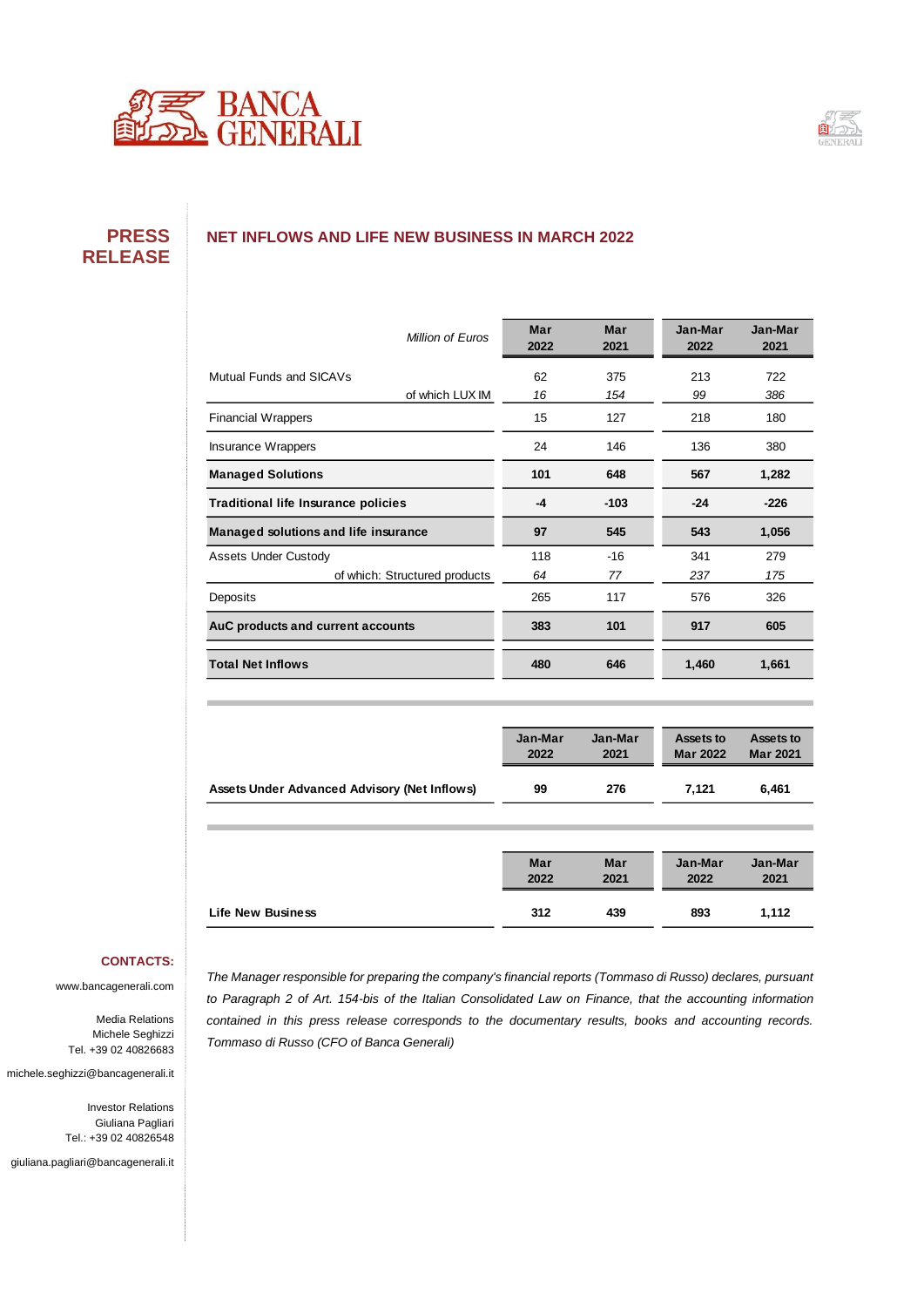**PRESS RELEASE**

## NET INFLOWS AND LIFE NEW BUSINESS IN MARCH 2022

| *Million of Euros* | Mar 2022 | Mar 2021 | Jan-Mar 2022 | Jan-Mar 2021 |
|---|---|---|---|---|
| Mutual Funds and SICAVs | 62 | 375 | 213 | 722 |
| *of which LUX IM* | *16* | *154* | *99* | *386* |
| Financial Wrappers | 15 | 127 | 218 | 180 |
| Insurance Wrappers | 24 | 146 | 136 | 380 |
| **Managed Solutions** | **101** | **648** | **567** | **1,282** |
| **Traditional life Insurance policies** | **-4** | **-103** | **-24** | **-226** |
| **Managed solutions and life insurance** | **97** | **545** | **543** | **1,056** |
| Assets Under Custody | 118 | -16 | 341 | 279 |
| *of which: Structured products* | *64* | *77* | *237* | *175* |
| Deposits | 265 | 117 | 576 | 326 |
| **AuC products and current accounts** | **383** | **101** | **917** | **605** |
| **Total Net Inflows** | **480** | **646** | **1,460** | **1,661** |

| | Jan-Mar 2022 | Jan-Mar 2021 | Assets to Mar 2022 | Assets to Mar 2021 |
|---|---|---|---|---|
| **Assets Under Advanced Advisory (Net Inflows)** | **99** | **276** | **7,121** | **6,461** |

| | Mar 2022 | Mar 2021 | Jan-Mar 2022 | Jan-Mar 2021 |
|---|---|---|---|---|
| **Life New Business** | **312** | **439** | **893** | **1,112** |

*The Manager responsible for preparing the company's financial reports (Tommaso di Russo) declares, pursuant to Paragraph 2 of Art. 154-bis of the Italian Consolidated Law on Finance, that the accounting information contained in this press release corresponds to the documentary results, books and accounting records. Tommaso di Russo (CFO of Banca Generali)*

**CONTACTS:**

www.bancagenerali.com

Media Relations
Michele Seghizzi
Tel. +39 02 40826683
michele.seghizzi@bancagenerali.it

Investor Relations
Giuliana Pagliari
Tel.: +39 02 40826548
giuliana.pagliari@bancagenerali.it